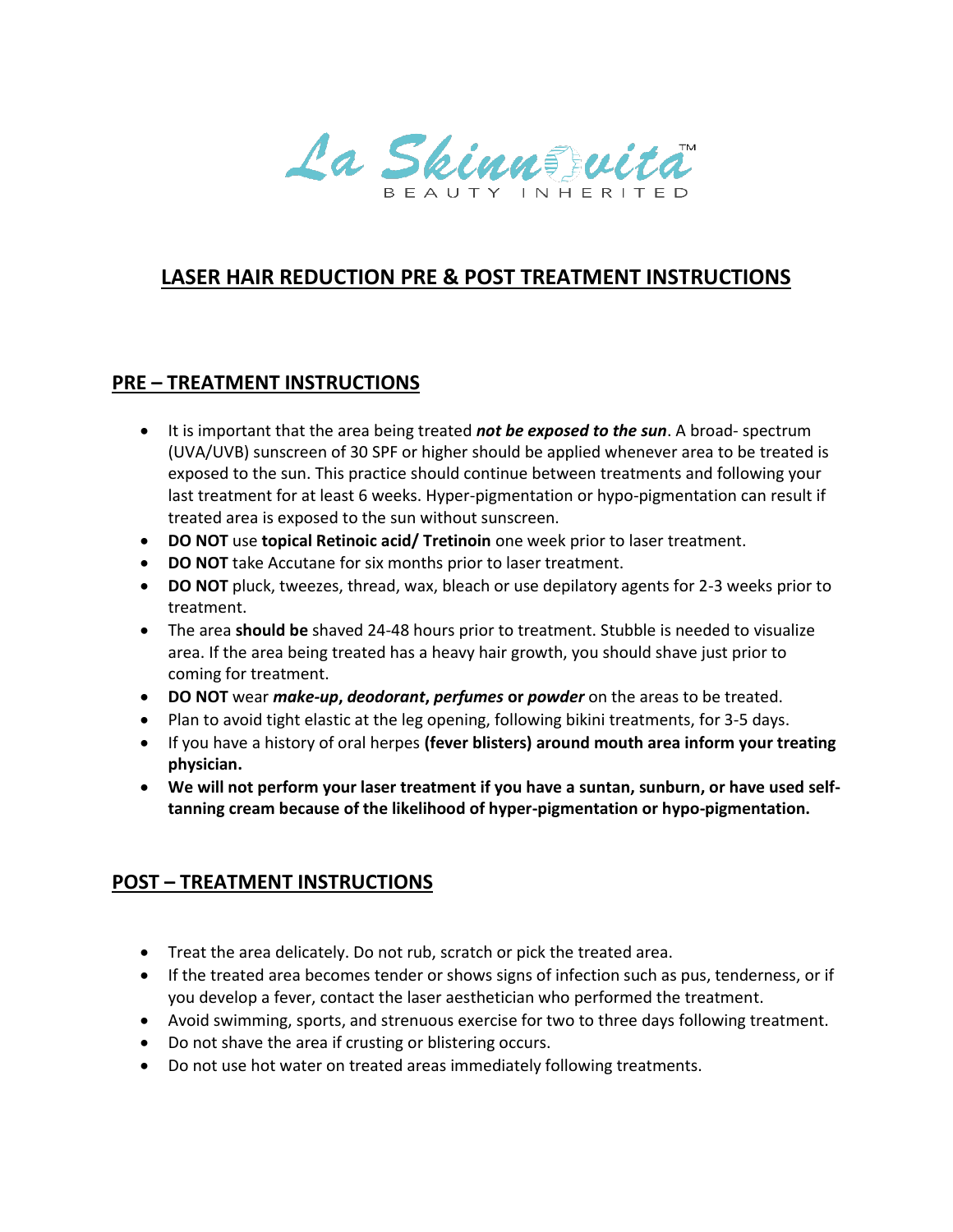La Skinnovita™

BEAUTY INHERITED

# LASER HAIR REDUCTION PRE & POST TREATMENT INSTRUCTIONS

## PRE – TREATMENT INSTRUCTIONS

- It is important that the area being treated ***not be exposed to the sun***. A broad- spectrum (UVA/UVB) sunscreen of 30 SPF or higher should be applied whenever area to be treated is exposed to the sun. This practice should continue between treatments and following your last treatment for at least 6 weeks. Hyper-pigmentation or hypo-pigmentation can result if treated area is exposed to the sun without sunscreen.
- **DO NOT** use **topical Retinoic acid/ Tretinoin** one week prior to laser treatment.
- **DO NOT** take Accutane for six months prior to laser treatment.
- **DO NOT** pluck, tweezes, thread, wax, bleach or use depilatory agents for 2-3 weeks prior to treatment.
- The area **should be** shaved 24-48 hours prior to treatment. Stubble is needed to visualize area. If the area being treated has a heavy hair growth, you should shave just prior to coming for treatment.
- **DO NOT** wear ***make-up***, ***deodorant***, ***perfumes*** **or** ***powder*** on the areas to be treated.
- Plan to avoid tight elastic at the leg opening, following bikini treatments, for 3-5 days.
- If you have a history of oral herpes **(fever blisters) around mouth area inform your treating physician.**
- **We will not perform your laser treatment if you have a suntan, sunburn, or have used self-tanning cream because of the likelihood of hyper-pigmentation or hypo-pigmentation.**

## POST – TREATMENT INSTRUCTIONS

- Treat the area delicately. Do not rub, scratch or pick the treated area.
- If the treated area becomes tender or shows signs of infection such as pus, tenderness, or if you develop a fever, contact the laser aesthetician who performed the treatment.
- Avoid swimming, sports, and strenuous exercise for two to three days following treatment.
- Do not shave the area if crusting or blistering occurs.
- Do not use hot water on treated areas immediately following treatments.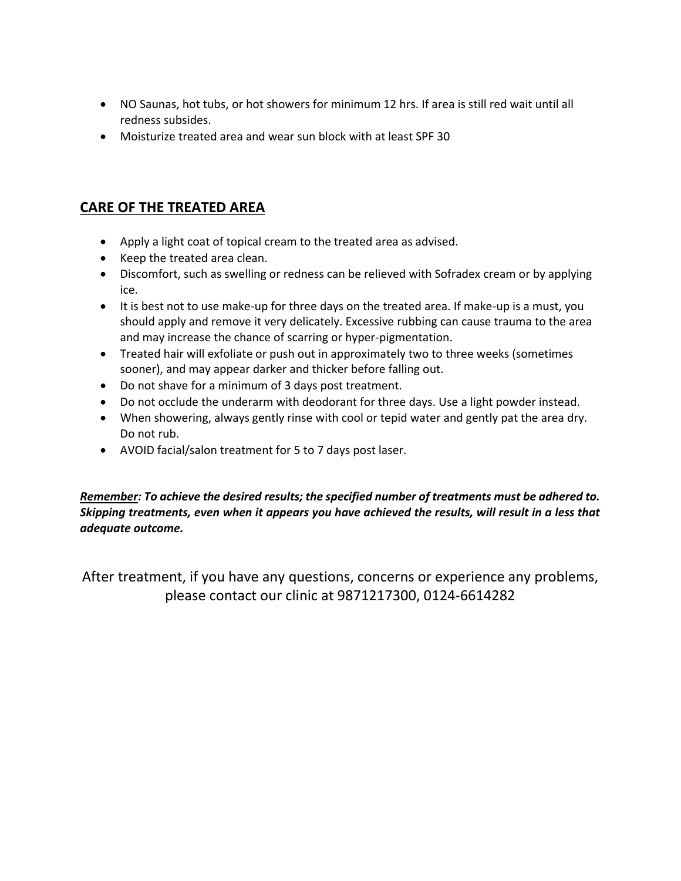- NO Saunas, hot tubs, or hot showers for minimum 12 hrs. If area is still red wait until all redness subsides.
- Moisturize treated area and wear sun block with at least SPF 30

## CARE OF THE TREATED AREA

- Apply a light coat of topical cream to the treated area as advised.
- Keep the treated area clean.
- Discomfort, such as swelling or redness can be relieved with Sofradex cream or by applying ice.
- It is best not to use make-up for three days on the treated area. If make-up is a must, you should apply and remove it very delicately. Excessive rubbing can cause trauma to the area and may increase the chance of scarring or hyper-pigmentation.
- Treated hair will exfoliate or push out in approximately two to three weeks (sometimes sooner), and may appear darker and thicker before falling out.
- Do not shave for a minimum of 3 days post treatment.
- Do not occlude the underarm with deodorant for three days. Use a light powder instead.
- When showering, always gently rinse with cool or tepid water and gently pat the area dry. Do not rub.
- AVOID facial/salon treatment for 5 to 7 days post laser.

***Remember*: To achieve the desired results; the specified number of treatments must be adhered to. Skipping treatments, even when it appears you have achieved the results, will result in a less that adequate outcome.**

After treatment, if you have any questions, concerns or experience any problems, please contact our clinic at 9871217300, 0124-6614282